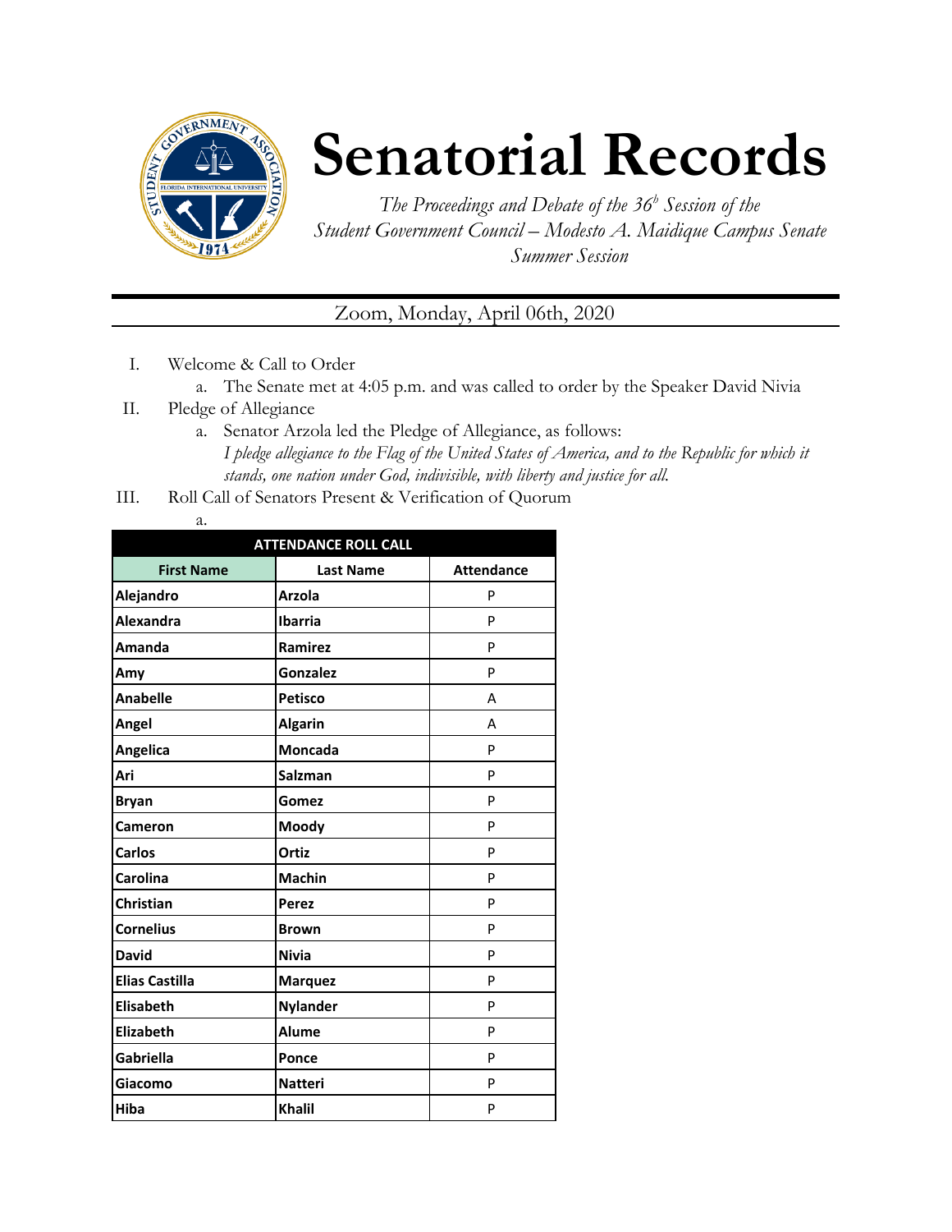# Senatorial Records

*The Proceedings and Debate of the 36b Session of the Student Government Council – Modesto A. Maidique Campus Senate Summer Session*

Zoom, Monday, April 06th, 2020

I. Welcome & Call to Order
   a. The Senate met at 4:05 p.m. and was called to order by the Speaker David Nivia

II. Pledge of Allegiance
   a. Senator Arzola led the Pledge of Allegiance, as follows:
   *I pledge allegiance to the Flag of the United States of America, and to the Republic for which it stands, one nation under God, indivisible, with liberty and justice for all.*

III. Roll Call of Senators Present & Verification of Quorum
   a.

| ATTENDANCE ROLL CALL | | |
|---|---|---|
| **First Name** | **Last Name** | **Attendance** |
| **Alejandro** | **Arzola** | P |
| **Alexandra** | **Ibarria** | P |
| **Amanda** | **Ramirez** | P |
| **Amy** | **Gonzalez** | P |
| **Anabelle** | **Petisco** | A |
| **Angel** | **Algarin** | A |
| **Angelica** | **Moncada** | P |
| **Ari** | **Salzman** | P |
| **Bryan** | **Gomez** | P |
| **Cameron** | **Moody** | P |
| **Carlos** | **Ortiz** | P |
| **Carolina** | **Machin** | P |
| **Christian** | **Perez** | P |
| **Cornelius** | **Brown** | P |
| **David** | **Nivia** | P |
| **Elias Castilla** | **Marquez** | P |
| **Elisabeth** | **Nylander** | P |
| **Elizabeth** | **Alume** | P |
| **Gabriella** | **Ponce** | P |
| **Giacomo** | **Natteri** | P |
| **Hiba** | **Khalil** | P |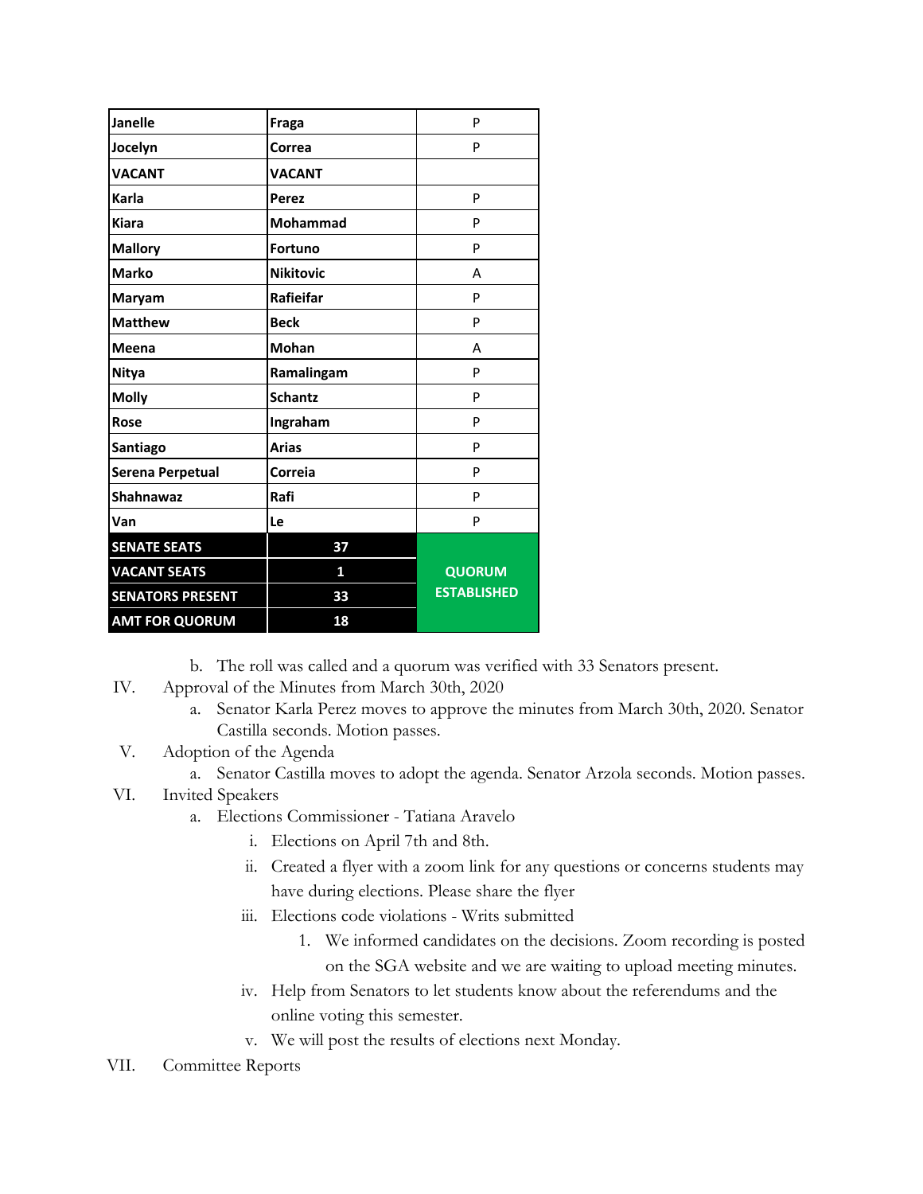| Janelle | Fraga | P |
|---|---|---|
| Jocelyn | Correa | P |
| VACANT | VACANT | |
| Karla | Perez | P |
| Kiara | Mohammad | P |
| Mallory | Fortuno | P |
| Marko | Nikitovic | A |
| Maryam | Rafieifar | P |
| Matthew | Beck | P |
| Meena | Mohan | A |
| Nitya | Ramalingam | P |
| Molly | Schantz | P |
| Rose | Ingraham | P |
| Santiago | Arias | P |
| Serena Perpetual | Correia | P |
| Shahnawaz | Rafi | P |
| Van | Le | P |
| **SENATE SEATS** | **37** | **QUORUM ESTABLISHED** |
| **VACANT SEATS** | **1** | |
| **SENATORS PRESENT** | **33** | |
| **AMT FOR QUORUM** | **18** | |

b. The roll was called and a quorum was verified with 33 Senators present.

IV. Approval of the Minutes from March 30th, 2020
   a. Senator Karla Perez moves to approve the minutes from March 30th, 2020. Senator Castilla seconds. Motion passes.

V. Adoption of the Agenda
   a. Senator Castilla moves to adopt the agenda. Senator Arzola seconds. Motion passes.

VI. Invited Speakers
   a. Elections Commissioner - Tatiana Aravelo
      i. Elections on April 7th and 8th.
      ii. Created a flyer with a zoom link for any questions or concerns students may have during elections. Please share the flyer
      iii. Elections code violations - Writs submitted
         1. We informed candidates on the decisions. Zoom recording is posted on the SGA website and we are waiting to upload meeting minutes.
      iv. Help from Senators to let students know about the referendums and the online voting this semester.
      v. We will post the results of elections next Monday.

VII. Committee Reports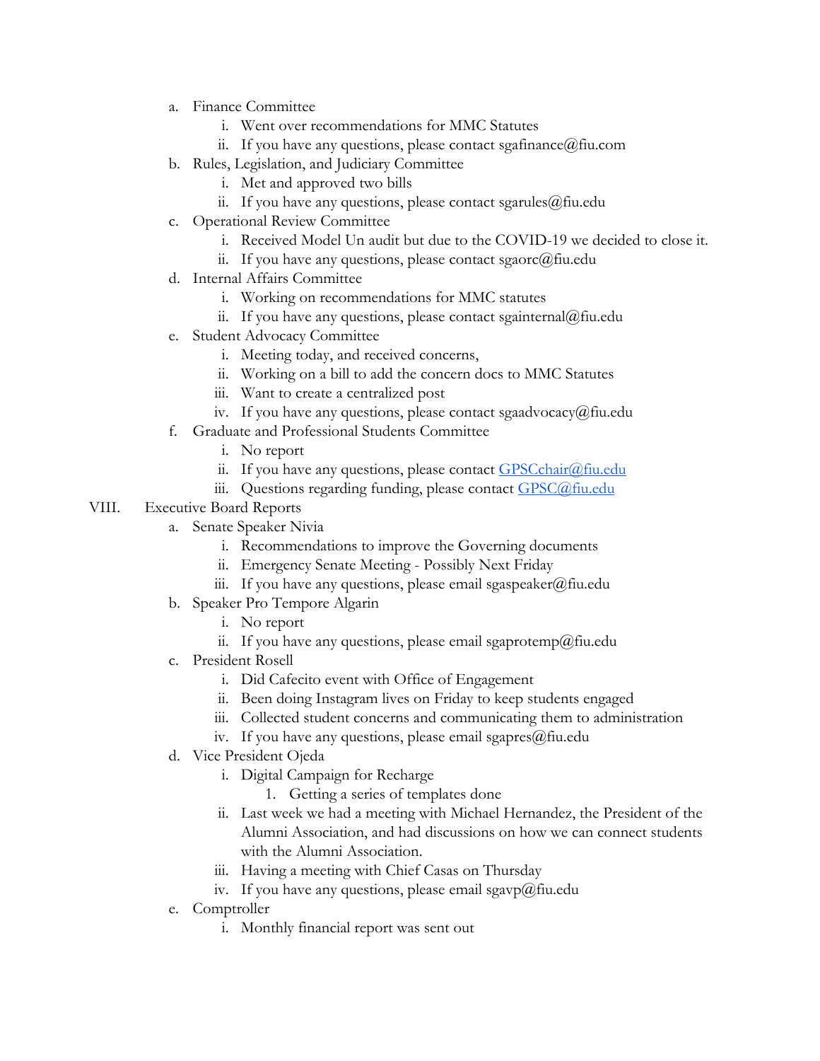a. Finance Committee
    i. Went over recommendations for MMC Statutes
    ii. If you have any questions, please contact sgafinance@fiu.com
b. Rules, Legislation, and Judiciary Committee
    i. Met and approved two bills
    ii. If you have any questions, please contact sgarules@fiu.edu
c. Operational Review Committee
    i. Received Model Un audit but due to the COVID-19 we decided to close it.
    ii. If you have any questions, please contact sgaorc@fiu.edu
d. Internal Affairs Committee
    i. Working on recommendations for MMC statutes
    ii. If you have any questions, please contact sgainternal@fiu.edu
e. Student Advocacy Committee
    i. Meeting today, and received concerns,
    ii. Working on a bill to add the concern docs to MMC Statutes
    iii. Want to create a centralized post
    iv. If you have any questions, please contact sgaadvocacy@fiu.edu
f. Graduate and Professional Students Committee
    i. No report
    ii. If you have any questions, please contact GPSCchair@fiu.edu
    iii. Questions regarding funding, please contact GPSC@fiu.edu

VIII. Executive Board Reports
a. Senate Speaker Nivia
    i. Recommendations to improve the Governing documents
    ii. Emergency Senate Meeting - Possibly Next Friday
    iii. If you have any questions, please email sgaspeaker@fiu.edu
b. Speaker Pro Tempore Algarin
    i. No report
    ii. If you have any questions, please email sgaprotemp@fiu.edu
c. President Rosell
    i. Did Cafecito event with Office of Engagement
    ii. Been doing Instagram lives on Friday to keep students engaged
    iii. Collected student concerns and communicating them to administration
    iv. If you have any questions, please email sgapres@fiu.edu
d. Vice President Ojeda
    i. Digital Campaign for Recharge
        1. Getting a series of templates done
    ii. Last week we had a meeting with Michael Hernandez, the President of the Alumni Association, and had discussions on how we can connect students with the Alumni Association.
    iii. Having a meeting with Chief Casas on Thursday
    iv. If you have any questions, please email sgavp@fiu.edu
e. Comptroller
    i. Monthly financial report was sent out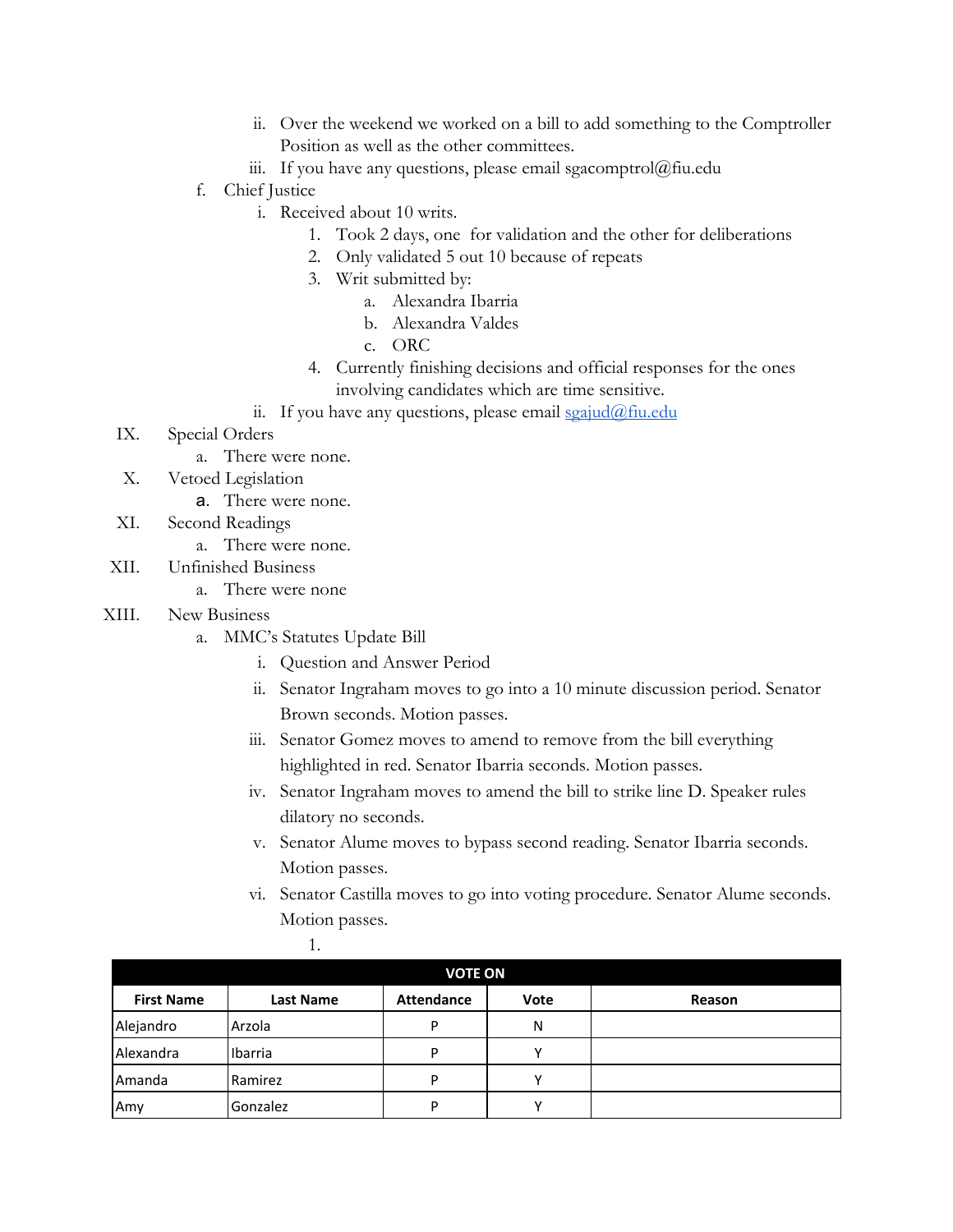ii. Over the weekend we worked on a bill to add something to the Comptroller Position as well as the other committees.
   iii. If you have any questions, please email sgacomptrol@fiu.edu

f. Chief Justice
   i. Received about 10 writs.
      1. Took 2 days, one for validation and the other for deliberations
      2. Only validated 5 out 10 because of repeats
      3. Writ submitted by:
         a. Alexandra Ibarria
         b. Alexandra Valdes
         c. ORC
      4. Currently finishing decisions and official responses for the ones involving candidates which are time sensitive.
   ii. If you have any questions, please email sgajud@fiu.edu

IX. Special Orders
   a. There were none.

X. Vetoed Legislation
   a. There were none.

XI. Second Readings
   a. There were none.

XII. Unfinished Business
   a. There were none

XIII. New Business
   a. MMC's Statutes Update Bill
      i. Question and Answer Period
      ii. Senator Ingraham moves to go into a 10 minute discussion period. Senator Brown seconds. Motion passes.
      iii. Senator Gomez moves to amend to remove from the bill everything highlighted in red. Senator Ibarria seconds. Motion passes.
      iv. Senator Ingraham moves to amend the bill to strike line D. Speaker rules dilatory no seconds.
      v. Senator Alume moves to bypass second reading. Senator Ibarria seconds. Motion passes.
      vi. Senator Castilla moves to go into voting procedure. Senator Alume seconds. Motion passes.
         1.

| VOTE ON | | | | |
|---|---|---|---|---|
| **First Name** | **Last Name** | **Attendance** | **Vote** | **Reason** |
| Alejandro | Arzola | P | N | |
| Alexandra | Ibarria | P | Y | |
| Amanda | Ramirez | P | Y | |
| Amy | Gonzalez | P | Y | |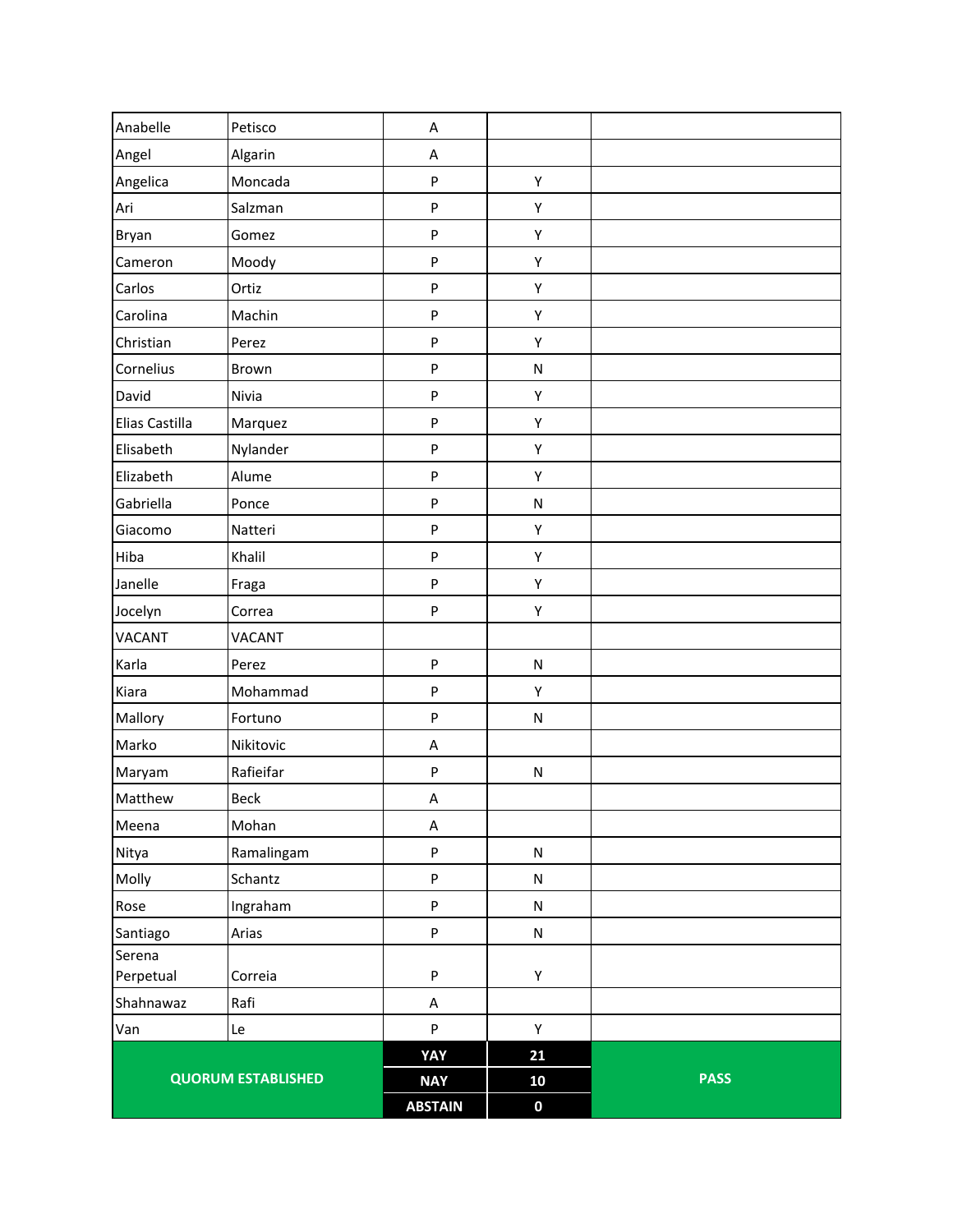| | | | | |
|---|---|---|---|---|
| Anabelle | Petisco | A | | |
| Angel | Algarin | A | | |
| Angelica | Moncada | P | Y | |
| Ari | Salzman | P | Y | |
| Bryan | Gomez | P | Y | |
| Cameron | Moody | P | Y | |
| Carlos | Ortiz | P | Y | |
| Carolina | Machin | P | Y | |
| Christian | Perez | P | Y | |
| Cornelius | Brown | P | N | |
| David | Nivia | P | Y | |
| Elias Castilla | Marquez | P | Y | |
| Elisabeth | Nylander | P | Y | |
| Elizabeth | Alume | P | Y | |
| Gabriella | Ponce | P | N | |
| Giacomo | Natteri | P | Y | |
| Hiba | Khalil | P | Y | |
| Janelle | Fraga | P | Y | |
| Jocelyn | Correa | P | Y | |
| VACANT | VACANT | | | |
| Karla | Perez | P | N | |
| Kiara | Mohammad | P | Y | |
| Mallory | Fortuno | P | N | |
| Marko | Nikitovic | A | | |
| Maryam | Rafieifar | P | N | |
| Matthew | Beck | A | | |
| Meena | Mohan | A | | |
| Nitya | Ramalingam | P | N | |
| Molly | Schantz | P | N | |
| Rose | Ingraham | P | N | |
| Santiago | Arias | P | N | |
| Serena Perpetual | Correia | P | Y | |
| Shahnawaz | Rafi | A | | |
| Van | Le | P | Y | |
| **QUORUM ESTABLISHED** | | **YAY** | **21** | **PASS** |
| | | **NAY** | **10** | |
| | | **ABSTAIN** | **0** | |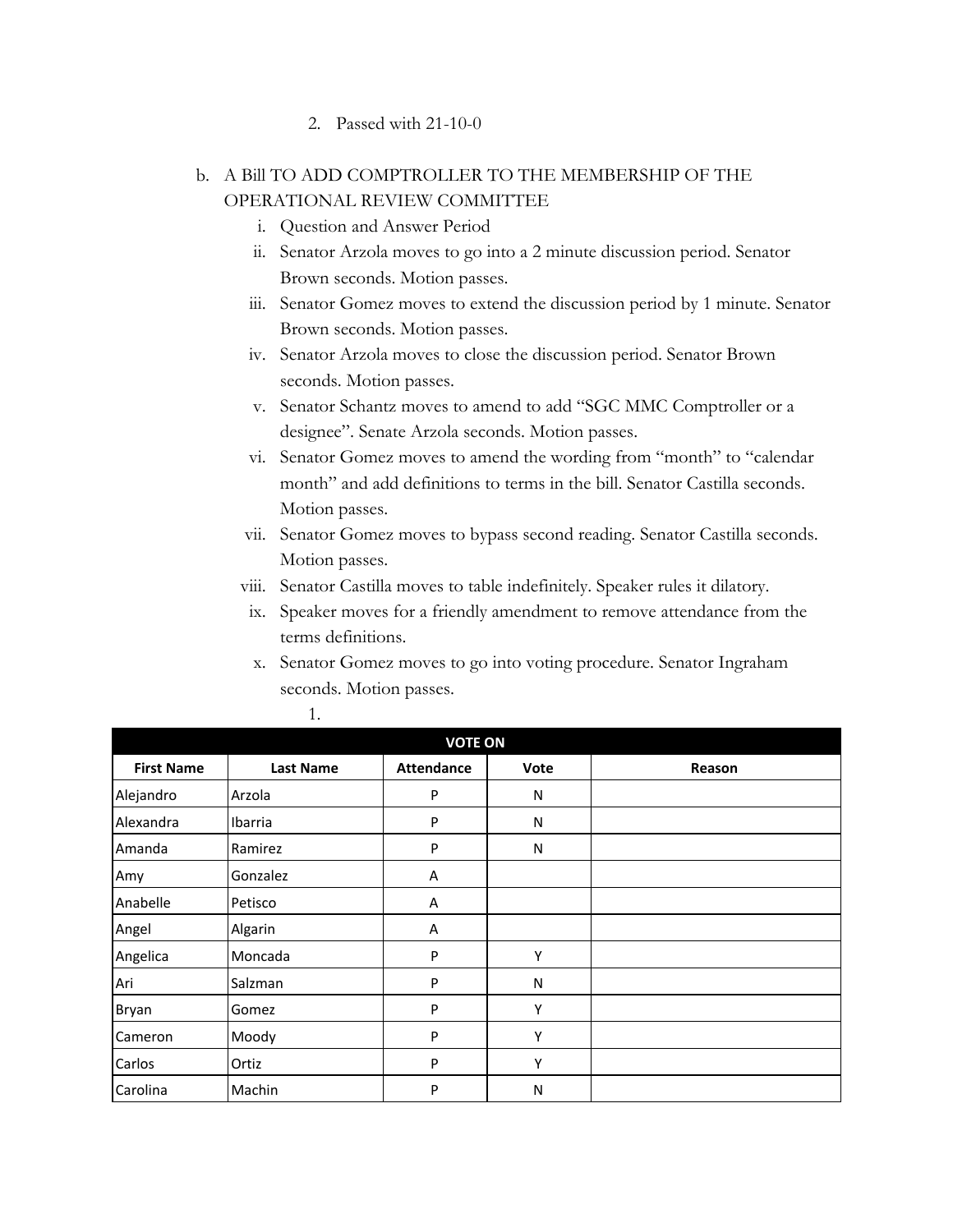2. Passed with 21-10-0

b. A Bill TO ADD COMPTROLLER TO THE MEMBERSHIP OF THE OPERATIONAL REVIEW COMMITTEE
   i. Question and Answer Period
   ii. Senator Arzola moves to go into a 2 minute discussion period. Senator Brown seconds. Motion passes.
   iii. Senator Gomez moves to extend the discussion period by 1 minute. Senator Brown seconds. Motion passes.
   iv. Senator Arzola moves to close the discussion period. Senator Brown seconds. Motion passes.
   v. Senator Schantz moves to amend to add "SGC MMC Comptroller or a designee". Senate Arzola seconds. Motion passes.
   vi. Senator Gomez moves to amend the wording from "month" to "calendar month" and add definitions to terms in the bill. Senator Castilla seconds. Motion passes.
   vii. Senator Gomez moves to bypass second reading. Senator Castilla seconds. Motion passes.
   viii. Senator Castilla moves to table indefinitely. Speaker rules it dilatory.
   ix. Speaker moves for a friendly amendment to remove attendance from the terms definitions.
   x. Senator Gomez moves to go into voting procedure. Senator Ingraham seconds. Motion passes.
      1.

| VOTE ON | | | | |
|---|---|---|---|---|
| **First Name** | **Last Name** | **Attendance** | **Vote** | **Reason** |
| Alejandro | Arzola | P | N | |
| Alexandra | Ibarria | P | N | |
| Amanda | Ramirez | P | N | |
| Amy | Gonzalez | A | | |
| Anabelle | Petisco | A | | |
| Angel | Algarin | A | | |
| Angelica | Moncada | P | Y | |
| Ari | Salzman | P | N | |
| Bryan | Gomez | P | Y | |
| Cameron | Moody | P | Y | |
| Carlos | Ortiz | P | Y | |
| Carolina | Machin | P | N | |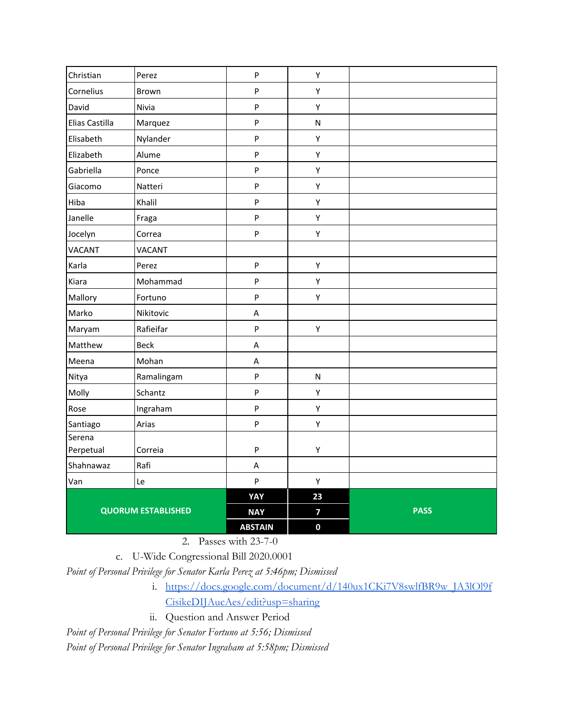| | | | | |
|---|---|---|---|---|
| Christian | Perez | P | Y | |
| Cornelius | Brown | P | Y | |
| David | Nivia | P | Y | |
| Elias Castilla | Marquez | P | N | |
| Elisabeth | Nylander | P | Y | |
| Elizabeth | Alume | P | Y | |
| Gabriella | Ponce | P | Y | |
| Giacomo | Natteri | P | Y | |
| Hiba | Khalil | P | Y | |
| Janelle | Fraga | P | Y | |
| Jocelyn | Correa | P | Y | |
| VACANT | VACANT | | | |
| Karla | Perez | P | Y | |
| Kiara | Mohammad | P | Y | |
| Mallory | Fortuno | P | Y | |
| Marko | Nikitovic | A | | |
| Maryam | Rafieifar | P | Y | |
| Matthew | Beck | A | | |
| Meena | Mohan | A | | |
| Nitya | Ramalingam | P | N | |
| Molly | Schantz | P | Y | |
| Rose | Ingraham | P | Y | |
| Santiago | Arias | P | Y | |
| Serena Perpetual | Correia | P | Y | |
| Shahnawaz | Rafi | A | | |
| Van | Le | P | Y | |
| **QUORUM ESTABLISHED** | | **YAY** | **23** | **PASS** |
| | | **NAY** | **7** | |
| | | **ABSTAIN** | **0** | |

2. Passes with 23-7-0

c. U-Wide Congressional Bill 2020.0001

*Point of Personal Privilege for Senator Karla Perez at 5:46pm; Dismissed*

i. https://docs.google.com/document/d/140ux1CKi7V8swlfBR9w_JA3lOl9fCisikeDIJAucAes/edit?usp=sharing

ii. Question and Answer Period

*Point of Personal Privilege for Senator Fortuno at 5:56; Dismissed*

*Point of Personal Privilege for Senator Ingraham at 5:58pm; Dismissed*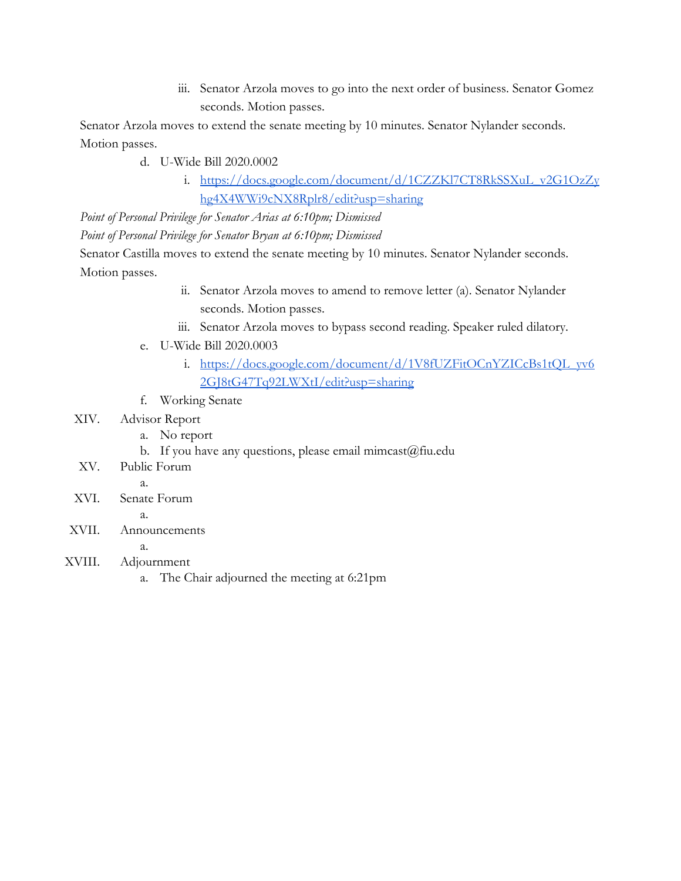iii. Senator Arzola moves to go into the next order of business. Senator Gomez seconds. Motion passes.

Senator Arzola moves to extend the senate meeting by 10 minutes. Senator Nylander seconds. Motion passes.

d. U-Wide Bill 2020.0002
   i. https://docs.google.com/document/d/1CZZKl7CT8RkSSXuL_v2G1OzZyhg4X4WWi9cNX8Rplr8/edit?usp=sharing

*Point of Personal Privilege for Senator Arias at 6:10pm; Dismissed*

*Point of Personal Privilege for Senator Bryan at 6:10pm; Dismissed*

Senator Castilla moves to extend the senate meeting by 10 minutes. Senator Nylander seconds. Motion passes.

   ii. Senator Arzola moves to amend to remove letter (a). Senator Nylander seconds. Motion passes.
   iii. Senator Arzola moves to bypass second reading. Speaker ruled dilatory.

e. U-Wide Bill 2020.0003
   i. https://docs.google.com/document/d/1V8fUZFitOCnYZICcBs1tQL_yv62GJ8tG47Tq92LWXtI/edit?usp=sharing

f. Working Senate

XIV. Advisor Report
   a. No report
   b. If you have any questions, please email mimcast@fiu.edu

XV. Public Forum
   a.

XVI. Senate Forum
   a.

XVII. Announcements
   a.

XVIII. Adjournment
   a. The Chair adjourned the meeting at 6:21pm